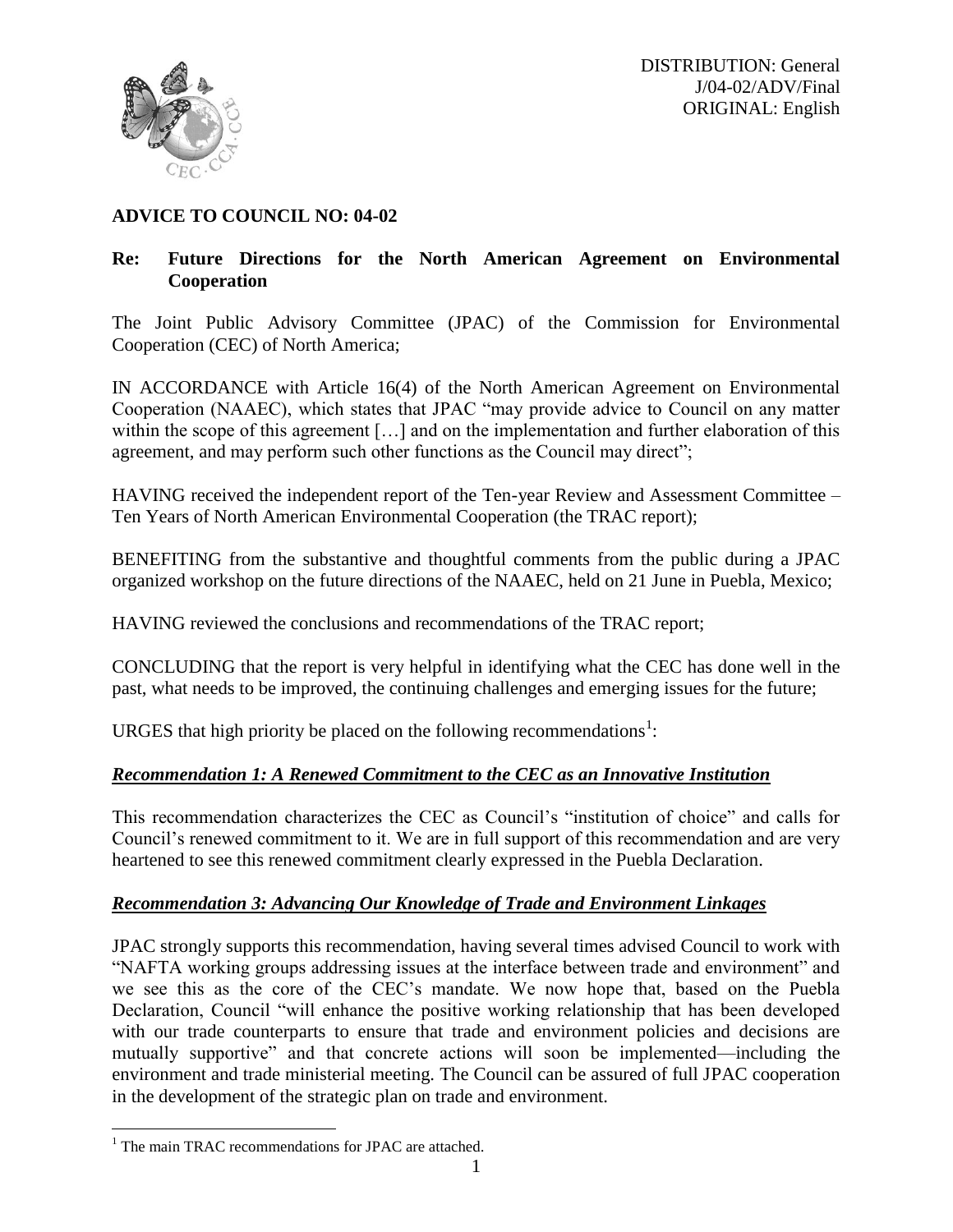DISTRIBUTION: General
J/04-02/ADV/Final
ORIGINAL: English

## ADVICE TO COUNCIL NO: 04-02

**Re: Future Directions for the North American Agreement on Environmental Cooperation**

The Joint Public Advisory Committee (JPAC) of the Commission for Environmental Cooperation (CEC) of North America;

IN ACCORDANCE with Article 16(4) of the North American Agreement on Environmental Cooperation (NAAEC), which states that JPAC "may provide advice to Council on any matter within the scope of this agreement […] and on the implementation and further elaboration of this agreement, and may perform such other functions as the Council may direct";

HAVING received the independent report of the Ten-year Review and Assessment Committee – Ten Years of North American Environmental Cooperation (the TRAC report);

BENEFITING from the substantive and thoughtful comments from the public during a JPAC organized workshop on the future directions of the NAAEC, held on 21 June in Puebla, Mexico;

HAVING reviewed the conclusions and recommendations of the TRAC report;

CONCLUDING that the report is very helpful in identifying what the CEC has done well in the past, what needs to be improved, the continuing challenges and emerging issues for the future;

URGES that high priority be placed on the following recommendations[1]:

### ***Recommendation 1: A Renewed Commitment to the CEC as an Innovative Institution***

This recommendation characterizes the CEC as Council's "institution of choice" and calls for Council's renewed commitment to it. We are in full support of this recommendation and are very heartened to see this renewed commitment clearly expressed in the Puebla Declaration.

### ***Recommendation 3: Advancing Our Knowledge of Trade and Environment Linkages***

JPAC strongly supports this recommendation, having several times advised Council to work with "NAFTA working groups addressing issues at the interface between trade and environment" and we see this as the core of the CEC's mandate. We now hope that, based on the Puebla Declaration, Council "will enhance the positive working relationship that has been developed with our trade counterparts to ensure that trade and environment policies and decisions are mutually supportive" and that concrete actions will soon be implemented—including the environment and trade ministerial meeting. The Council can be assured of full JPAC cooperation in the development of the strategic plan on trade and environment.

---

[1] The main TRAC recommendations for JPAC are attached.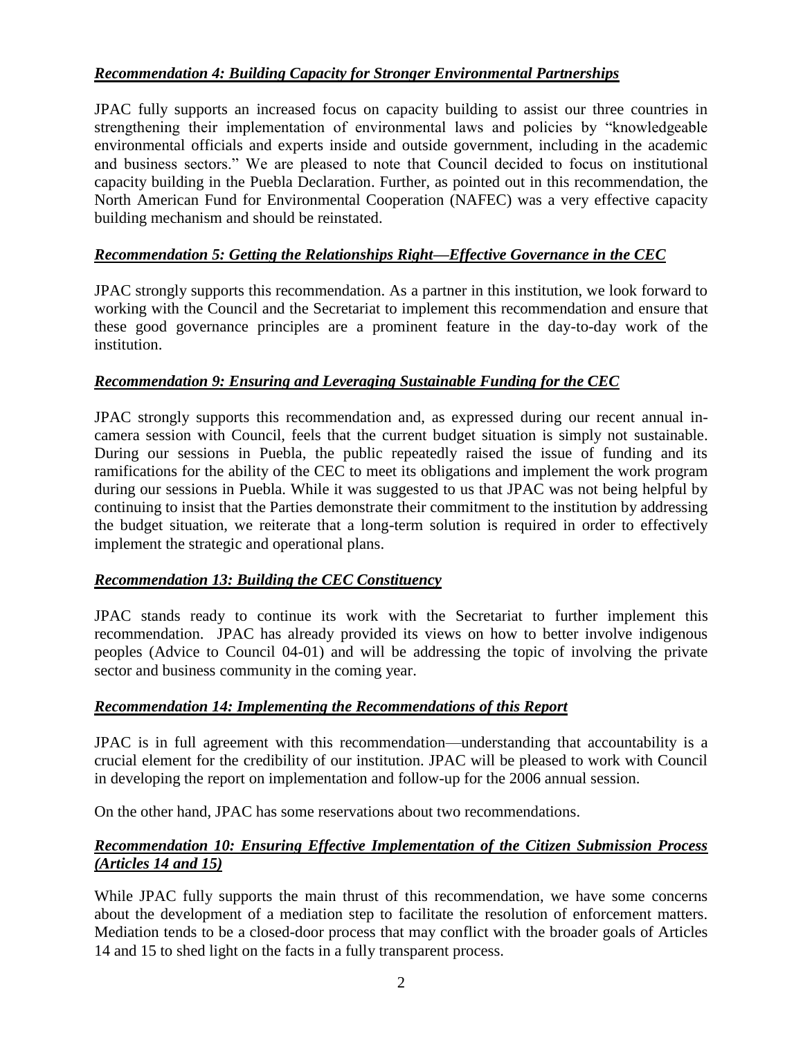### ***Recommendation 4: Building Capacity for Stronger Environmental Partnerships***

JPAC fully supports an increased focus on capacity building to assist our three countries in strengthening their implementation of environmental laws and policies by "knowledgeable environmental officials and experts inside and outside government, including in the academic and business sectors." We are pleased to note that Council decided to focus on institutional capacity building in the Puebla Declaration. Further, as pointed out in this recommendation, the North American Fund for Environmental Cooperation (NAFEC) was a very effective capacity building mechanism and should be reinstated.

### ***Recommendation 5: Getting the Relationships Right—Effective Governance in the CEC***

JPAC strongly supports this recommendation. As a partner in this institution, we look forward to working with the Council and the Secretariat to implement this recommendation and ensure that these good governance principles are a prominent feature in the day-to-day work of the institution.

### ***Recommendation 9: Ensuring and Leveraging Sustainable Funding for the CEC***

JPAC strongly supports this recommendation and, as expressed during our recent annual in-camera session with Council, feels that the current budget situation is simply not sustainable. During our sessions in Puebla, the public repeatedly raised the issue of funding and its ramifications for the ability of the CEC to meet its obligations and implement the work program during our sessions in Puebla. While it was suggested to us that JPAC was not being helpful by continuing to insist that the Parties demonstrate their commitment to the institution by addressing the budget situation, we reiterate that a long-term solution is required in order to effectively implement the strategic and operational plans.

### ***Recommendation 13: Building the CEC Constituency***

JPAC stands ready to continue its work with the Secretariat to further implement this recommendation. JPAC has already provided its views on how to better involve indigenous peoples (Advice to Council 04-01) and will be addressing the topic of involving the private sector and business community in the coming year.

### ***Recommendation 14: Implementing the Recommendations of this Report***

JPAC is in full agreement with this recommendation—understanding that accountability is a crucial element for the credibility of our institution. JPAC will be pleased to work with Council in developing the report on implementation and follow-up for the 2006 annual session.

On the other hand, JPAC has some reservations about two recommendations.

### ***Recommendation 10: Ensuring Effective Implementation of the Citizen Submission Process (Articles 14 and 15)***

While JPAC fully supports the main thrust of this recommendation, we have some concerns about the development of a mediation step to facilitate the resolution of enforcement matters. Mediation tends to be a closed-door process that may conflict with the broader goals of Articles 14 and 15 to shed light on the facts in a fully transparent process.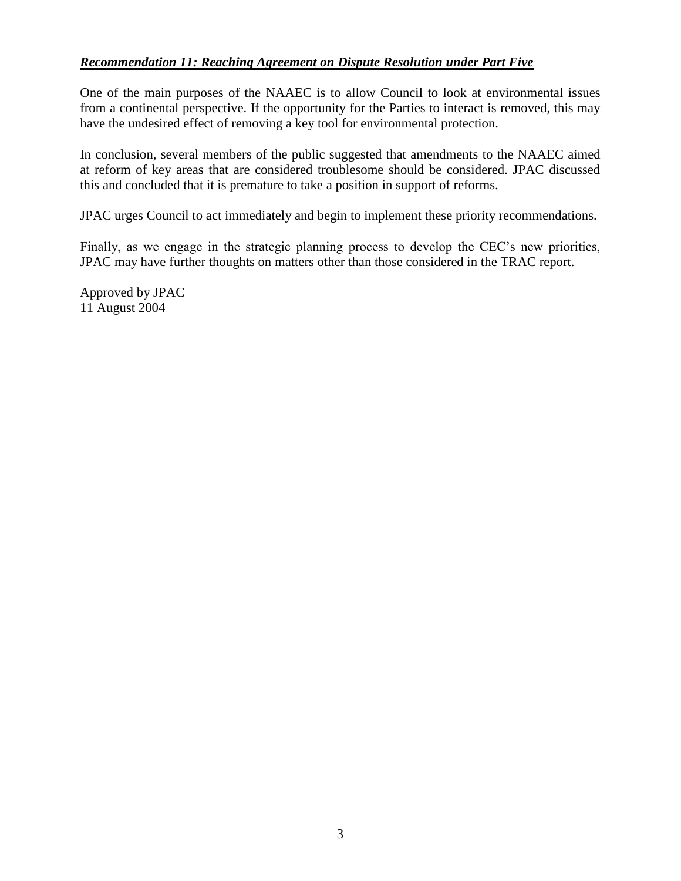***Recommendation 11: Reaching Agreement on Dispute Resolution under Part Five***

One of the main purposes of the NAAEC is to allow Council to look at environmental issues from a continental perspective. If the opportunity for the Parties to interact is removed, this may have the undesired effect of removing a key tool for environmental protection.

In conclusion, several members of the public suggested that amendments to the NAAEC aimed at reform of key areas that are considered troublesome should be considered. JPAC discussed this and concluded that it is premature to take a position in support of reforms.

JPAC urges Council to act immediately and begin to implement these priority recommendations.

Finally, as we engage in the strategic planning process to develop the CEC's new priorities, JPAC may have further thoughts on matters other than those considered in the TRAC report.

Approved by JPAC
11 August 2004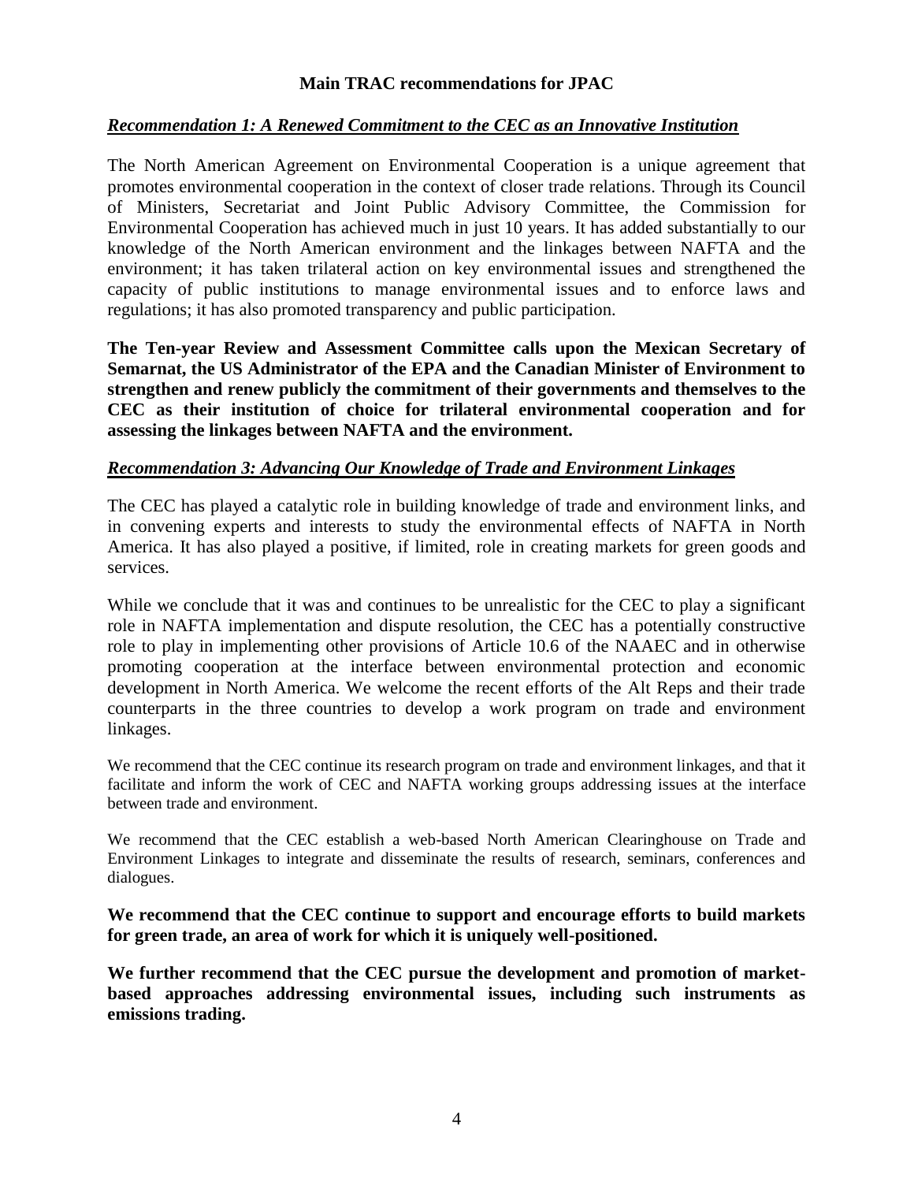**Main TRAC recommendations for JPAC**

***Recommendation 1: A Renewed Commitment to the CEC as an Innovative Institution***

The North American Agreement on Environmental Cooperation is a unique agreement that promotes environmental cooperation in the context of closer trade relations. Through its Council of Ministers, Secretariat and Joint Public Advisory Committee, the Commission for Environmental Cooperation has achieved much in just 10 years. It has added substantially to our knowledge of the North American environment and the linkages between NAFTA and the environment; it has taken trilateral action on key environmental issues and strengthened the capacity of public institutions to manage environmental issues and to enforce laws and regulations; it has also promoted transparency and public participation.

**The Ten-year Review and Assessment Committee calls upon the Mexican Secretary of Semarnat, the US Administrator of the EPA and the Canadian Minister of Environment to strengthen and renew publicly the commitment of their governments and themselves to the CEC as their institution of choice for trilateral environmental cooperation and for assessing the linkages between NAFTA and the environment.**

***Recommendation 3: Advancing Our Knowledge of Trade and Environment Linkages***

The CEC has played a catalytic role in building knowledge of trade and environment links, and in convening experts and interests to study the environmental effects of NAFTA in North America. It has also played a positive, if limited, role in creating markets for green goods and services.

While we conclude that it was and continues to be unrealistic for the CEC to play a significant role in NAFTA implementation and dispute resolution, the CEC has a potentially constructive role to play in implementing other provisions of Article 10.6 of the NAAEC and in otherwise promoting cooperation at the interface between environmental protection and economic development in North America. We welcome the recent efforts of the Alt Reps and their trade counterparts in the three countries to develop a work program on trade and environment linkages.

We recommend that the CEC continue its research program on trade and environment linkages, and that it facilitate and inform the work of CEC and NAFTA working groups addressing issues at the interface between trade and environment.

We recommend that the CEC establish a web-based North American Clearinghouse on Trade and Environment Linkages to integrate and disseminate the results of research, seminars, conferences and dialogues.

**We recommend that the CEC continue to support and encourage efforts to build markets for green trade, an area of work for which it is uniquely well-positioned.**

**We further recommend that the CEC pursue the development and promotion of market-based approaches addressing environmental issues, including such instruments as emissions trading.**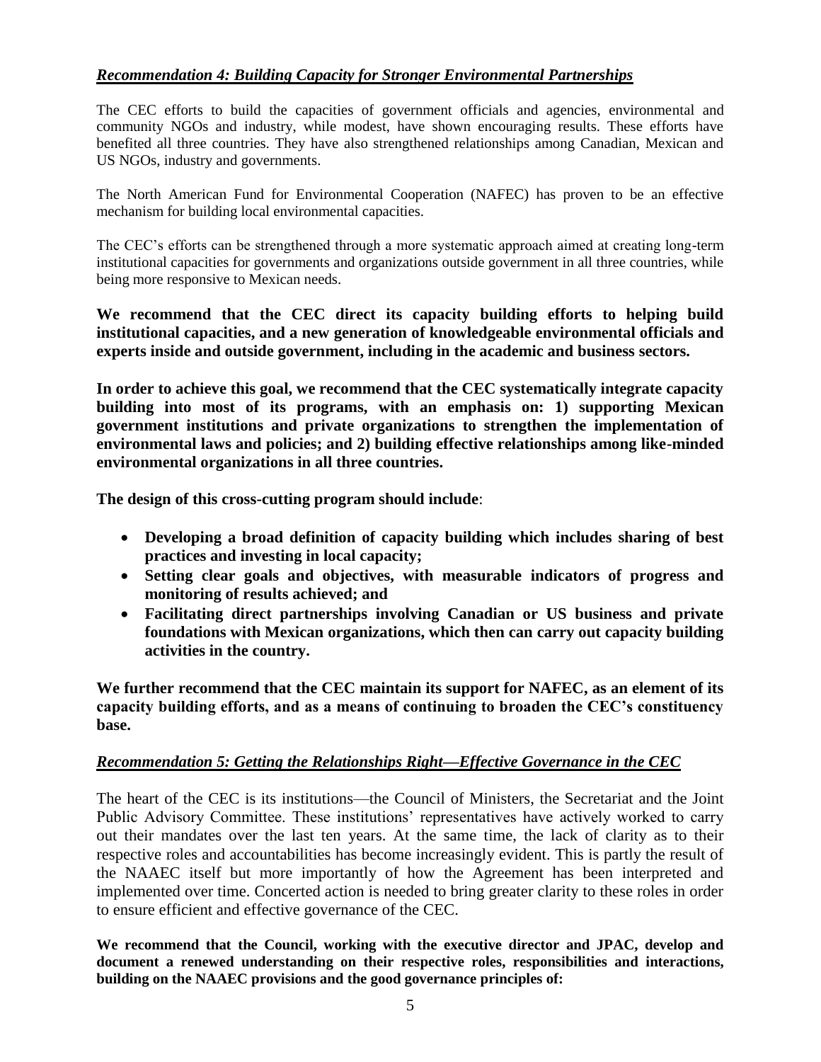### *Recommendation 4: Building Capacity for Stronger Environmental Partnerships*

The CEC efforts to build the capacities of government officials and agencies, environmental and community NGOs and industry, while modest, have shown encouraging results. These efforts have benefited all three countries. They have also strengthened relationships among Canadian, Mexican and US NGOs, industry and governments.

The North American Fund for Environmental Cooperation (NAFEC) has proven to be an effective mechanism for building local environmental capacities.

The CEC's efforts can be strengthened through a more systematic approach aimed at creating long-term institutional capacities for governments and organizations outside government in all three countries, while being more responsive to Mexican needs.

**We recommend that the CEC direct its capacity building efforts to helping build institutional capacities, and a new generation of knowledgeable environmental officials and experts inside and outside government, including in the academic and business sectors.**

**In order to achieve this goal, we recommend that the CEC systematically integrate capacity building into most of its programs, with an emphasis on: 1) supporting Mexican government institutions and private organizations to strengthen the implementation of environmental laws and policies; and 2) building effective relationships among like-minded environmental organizations in all three countries.**

**The design of this cross-cutting program should include**:

- **Developing a broad definition of capacity building which includes sharing of best practices and investing in local capacity;**
- **Setting clear goals and objectives, with measurable indicators of progress and monitoring of results achieved; and**
- **Facilitating direct partnerships involving Canadian or US business and private foundations with Mexican organizations, which then can carry out capacity building activities in the country.**

**We further recommend that the CEC maintain its support for NAFEC, as an element of its capacity building efforts, and as a means of continuing to broaden the CEC's constituency base.**

### *Recommendation 5: Getting the Relationships Right—Effective Governance in the CEC*

The heart of the CEC is its institutions—the Council of Ministers, the Secretariat and the Joint Public Advisory Committee. These institutions' representatives have actively worked to carry out their mandates over the last ten years. At the same time, the lack of clarity as to their respective roles and accountabilities has become increasingly evident. This is partly the result of the NAAEC itself but more importantly of how the Agreement has been interpreted and implemented over time. Concerted action is needed to bring greater clarity to these roles in order to ensure efficient and effective governance of the CEC.

**We recommend that the Council, working with the executive director and JPAC, develop and document a renewed understanding on their respective roles, responsibilities and interactions, building on the NAAEC provisions and the good governance principles of:**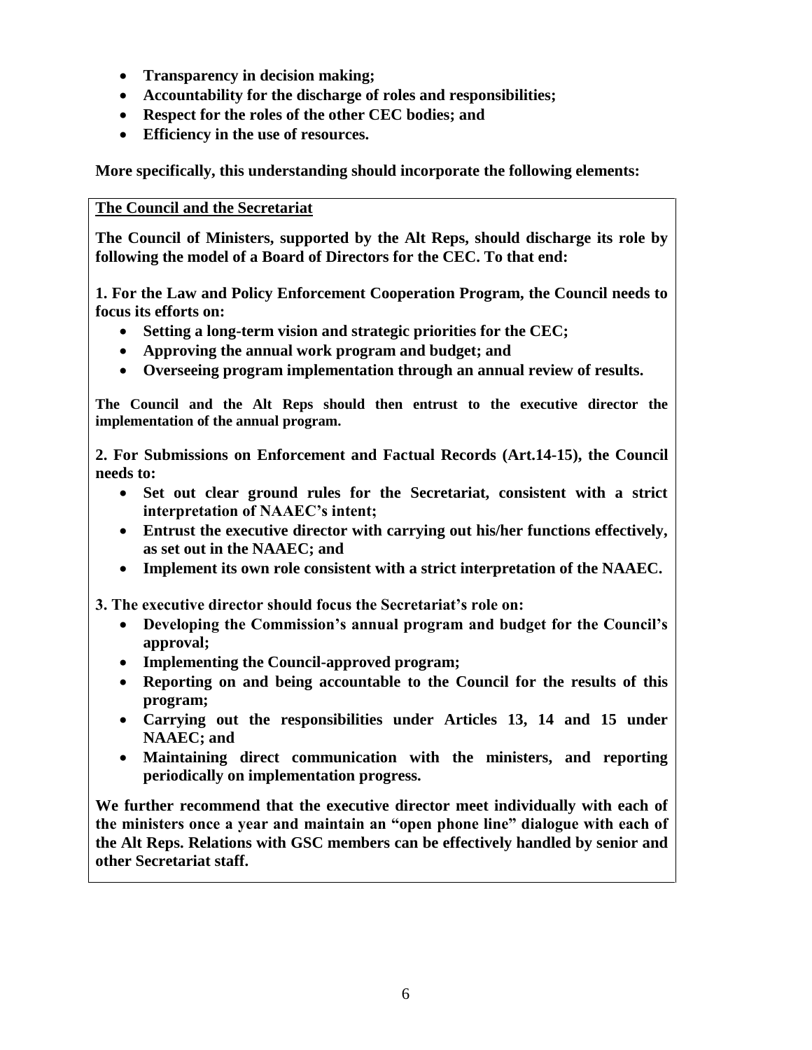- **Transparency in decision making;**
- **Accountability for the discharge of roles and responsibilities;**
- **Respect for the roles of the other CEC bodies; and**
- **Efficiency in the use of resources.**

**More specifically, this understanding should incorporate the following elements:**

**The Council and the Secretariat**

**The Council of Ministers, supported by the Alt Reps, should discharge its role by following the model of a Board of Directors for the CEC. To that end:**

**1. For the Law and Policy Enforcement Cooperation Program, the Council needs to focus its efforts on:**

- **Setting a long-term vision and strategic priorities for the CEC;**
- **Approving the annual work program and budget; and**
- **Overseeing program implementation through an annual review of results.**

**The Council and the Alt Reps should then entrust to the executive director the implementation of the annual program.**

**2. For Submissions on Enforcement and Factual Records (Art.14-15), the Council needs to:**

- **Set out clear ground rules for the Secretariat, consistent with a strict interpretation of NAAEC's intent;**
- **Entrust the executive director with carrying out his/her functions effectively, as set out in the NAAEC; and**
- **Implement its own role consistent with a strict interpretation of the NAAEC.**

**3. The executive director should focus the Secretariat's role on:**

- **Developing the Commission's annual program and budget for the Council's approval;**
- **Implementing the Council-approved program;**
- **Reporting on and being accountable to the Council for the results of this program;**
- **Carrying out the responsibilities under Articles 13, 14 and 15 under NAAEC; and**
- **Maintaining direct communication with the ministers, and reporting periodically on implementation progress.**

**We further recommend that the executive director meet individually with each of the ministers once a year and maintain an "open phone line" dialogue with each of the Alt Reps. Relations with GSC members can be effectively handled by senior and other Secretariat staff.**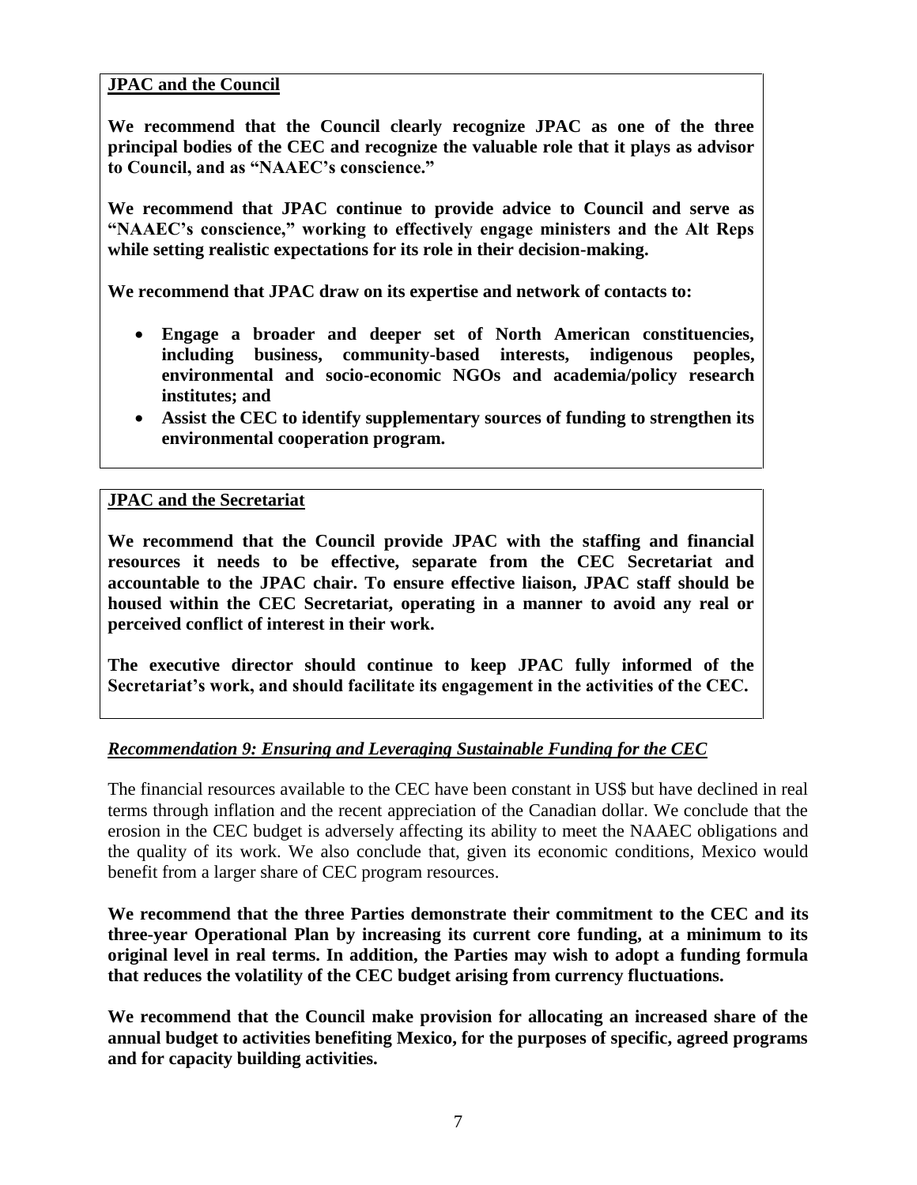**JPAC and the Council**

**We recommend that the Council clearly recognize JPAC as one of the three principal bodies of the CEC and recognize the valuable role that it plays as advisor to Council, and as "NAAEC's conscience."**

**We recommend that JPAC continue to provide advice to Council and serve as "NAAEC's conscience," working to effectively engage ministers and the Alt Reps while setting realistic expectations for its role in their decision-making.**

**We recommend that JPAC draw on its expertise and network of contacts to:**

- **Engage a broader and deeper set of North American constituencies, including business, community-based interests, indigenous peoples, environmental and socio-economic NGOs and academia/policy research institutes; and**
- **Assist the CEC to identify supplementary sources of funding to strengthen its environmental cooperation program.**

**JPAC and the Secretariat**

**We recommend that the Council provide JPAC with the staffing and financial resources it needs to be effective, separate from the CEC Secretariat and accountable to the JPAC chair. To ensure effective liaison, JPAC staff should be housed within the CEC Secretariat, operating in a manner to avoid any real or perceived conflict of interest in their work.**

**The executive director should continue to keep JPAC fully informed of the Secretariat's work, and should facilitate its engagement in the activities of the CEC.**

***Recommendation 9: Ensuring and Leveraging Sustainable Funding for the CEC***

The financial resources available to the CEC have been constant in US$ but have declined in real terms through inflation and the recent appreciation of the Canadian dollar. We conclude that the erosion in the CEC budget is adversely affecting its ability to meet the NAAEC obligations and the quality of its work. We also conclude that, given its economic conditions, Mexico would benefit from a larger share of CEC program resources.

**We recommend that the three Parties demonstrate their commitment to the CEC and its three-year Operational Plan by increasing its current core funding, at a minimum to its original level in real terms. In addition, the Parties may wish to adopt a funding formula that reduces the volatility of the CEC budget arising from currency fluctuations.**

**We recommend that the Council make provision for allocating an increased share of the annual budget to activities benefiting Mexico, for the purposes of specific, agreed programs and for capacity building activities.**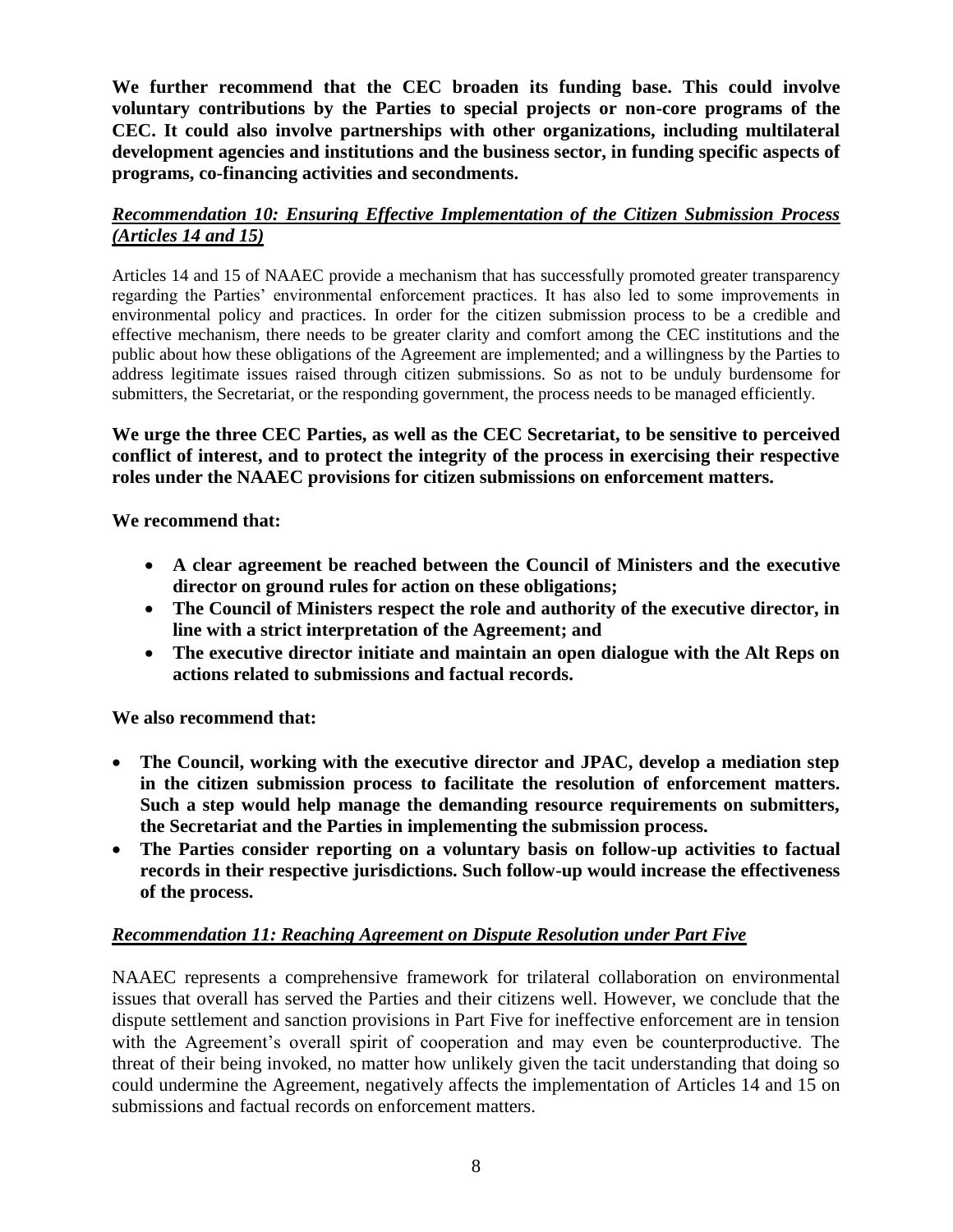**We further recommend that the CEC broaden its funding base. This could involve voluntary contributions by the Parties to special projects or non-core programs of the CEC. It could also involve partnerships with other organizations, including multilateral development agencies and institutions and the business sector, in funding specific aspects of programs, co-financing activities and secondments.**

### ***Recommendation 10: Ensuring Effective Implementation of the Citizen Submission Process (Articles 14 and 15)***

Articles 14 and 15 of NAAEC provide a mechanism that has successfully promoted greater transparency regarding the Parties' environmental enforcement practices. It has also led to some improvements in environmental policy and practices. In order for the citizen submission process to be a credible and effective mechanism, there needs to be greater clarity and comfort among the CEC institutions and the public about how these obligations of the Agreement are implemented; and a willingness by the Parties to address legitimate issues raised through citizen submissions. So as not to be unduly burdensome for submitters, the Secretariat, or the responding government, the process needs to be managed efficiently.

**We urge the three CEC Parties, as well as the CEC Secretariat, to be sensitive to perceived conflict of interest, and to protect the integrity of the process in exercising their respective roles under the NAAEC provisions for citizen submissions on enforcement matters.**

**We recommend that:**

- **A clear agreement be reached between the Council of Ministers and the executive director on ground rules for action on these obligations;**
- **The Council of Ministers respect the role and authority of the executive director, in line with a strict interpretation of the Agreement; and**
- **The executive director initiate and maintain an open dialogue with the Alt Reps on actions related to submissions and factual records.**

**We also recommend that:**

- **The Council, working with the executive director and JPAC, develop a mediation step in the citizen submission process to facilitate the resolution of enforcement matters. Such a step would help manage the demanding resource requirements on submitters, the Secretariat and the Parties in implementing the submission process.**
- **The Parties consider reporting on a voluntary basis on follow-up activities to factual records in their respective jurisdictions. Such follow-up would increase the effectiveness of the process.**

### ***Recommendation 11: Reaching Agreement on Dispute Resolution under Part Five***

NAAEC represents a comprehensive framework for trilateral collaboration on environmental issues that overall has served the Parties and their citizens well. However, we conclude that the dispute settlement and sanction provisions in Part Five for ineffective enforcement are in tension with the Agreement's overall spirit of cooperation and may even be counterproductive. The threat of their being invoked, no matter how unlikely given the tacit understanding that doing so could undermine the Agreement, negatively affects the implementation of Articles 14 and 15 on submissions and factual records on enforcement matters.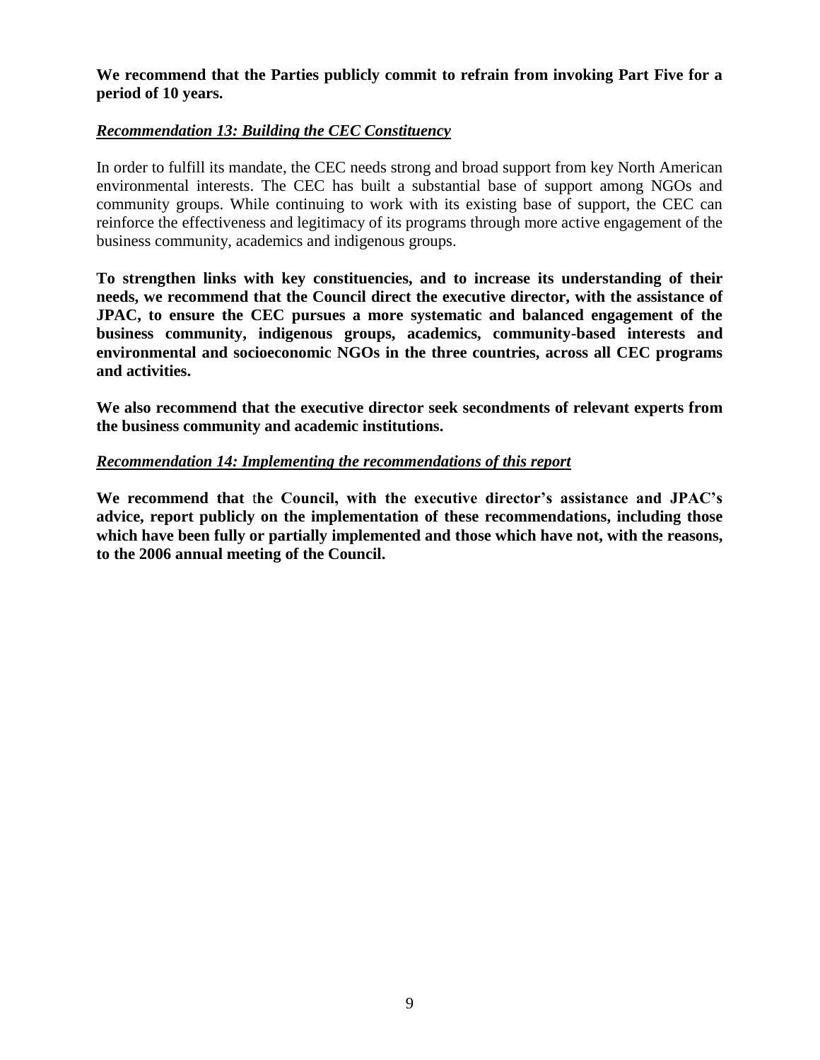**We recommend that the Parties publicly commit to refrain from invoking Part Five for a period of 10 years.**

***Recommendation 13: Building the CEC Constituency***

In order to fulfill its mandate, the CEC needs strong and broad support from key North American environmental interests. The CEC has built a substantial base of support among NGOs and community groups. While continuing to work with its existing base of support, the CEC can reinforce the effectiveness and legitimacy of its programs through more active engagement of the business community, academics and indigenous groups.

**To strengthen links with key constituencies, and to increase its understanding of their needs, we recommend that the Council direct the executive director, with the assistance of JPAC, to ensure the CEC pursues a more systematic and balanced engagement of the business community, indigenous groups, academics, community-based interests and environmental and socioeconomic NGOs in the three countries, across all CEC programs and activities.**

**We also recommend that the executive director seek secondments of relevant experts from the business community and academic institutions.**

***Recommendation 14: Implementing the recommendations of this report***

**We recommend that the Council, with the executive director's assistance and JPAC's advice, report publicly on the implementation of these recommendations, including those which have been fully or partially implemented and those which have not, with the reasons, to the 2006 annual meeting of the Council.**